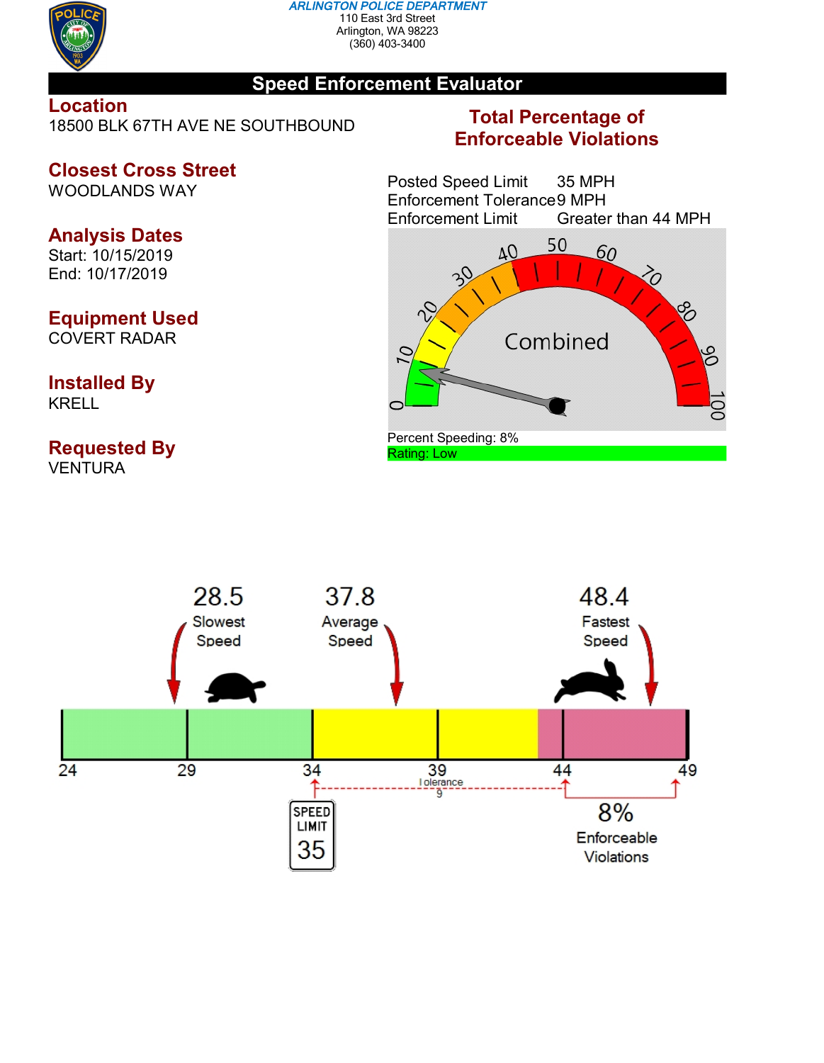**ARLINGTON POLICE DEPARTMENT**
110 East 3rd Street
Arlington, WA 98223
(360) 403-3400

## Speed Enforcement Evaluator

### Location
18500 BLK 67TH AVE NE SOUTHBOUND

### Closest Cross Street
WOODLANDS WAY

### Analysis Dates
Start: 10/15/2019
End: 10/17/2019

### Equipment Used
COVERT RADAR

### Installed By
KRELL

### Requested By
VENTURA

### Total Percentage of Enforceable Violations

Posted Speed Limit 35 MPH
Enforcement Tolerance 9 MPH
Enforcement Limit Greater than 44 MPH

0 10 20 30 40 50 60 70 80 90 100
Combined

Percent Speeding: 8%
Rating: Low

28.5
Slowest Speed

37.8
Average Speed

48.4
Fastest Speed

24 29 34 39 44 49

Tolerance
9

SPEED LIMIT
35

8%
Enforceable Violations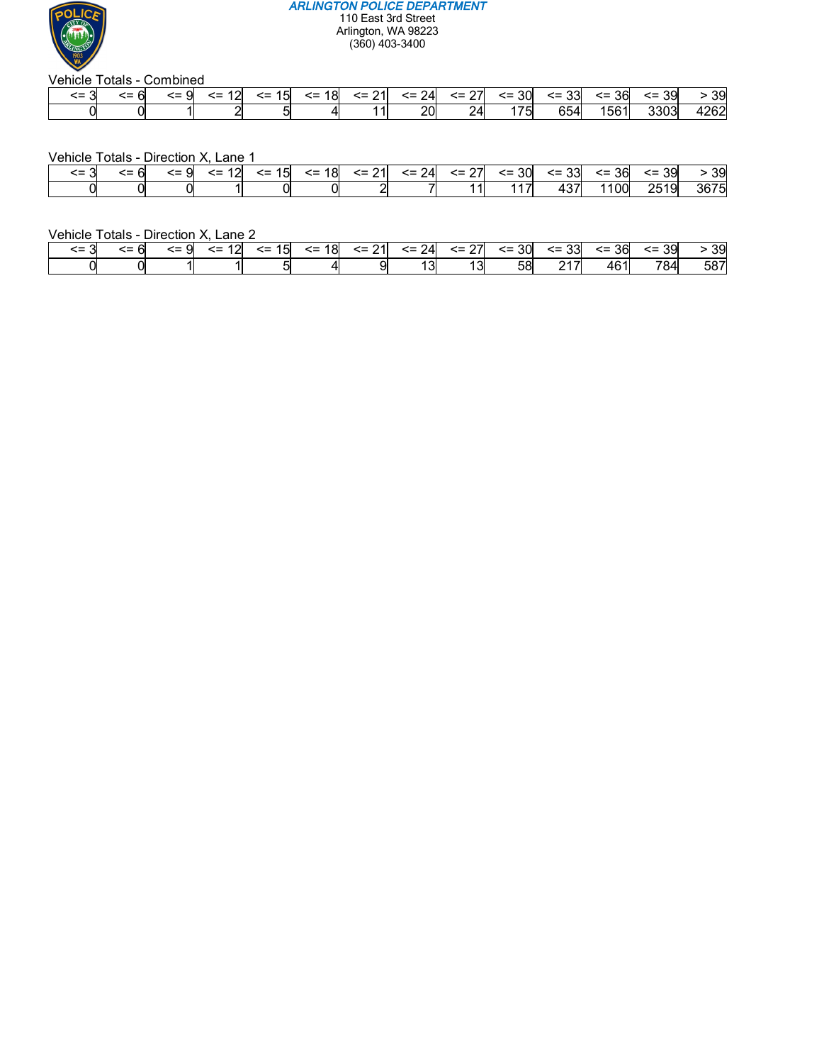**ARLINGTON POLICE DEPARTMENT**
110 East 3rd Street
Arlington, WA 98223
(360) 403-3400

Vehicle Totals - Combined

| <= 3 | <= 6 | <= 9 | <= 12 | <= 15 | <= 18 | <= 21 | <= 24 | <= 27 | <= 30 | <= 33 | <= 36 | <= 39 | > 39 |
|---|---|---|---|---|---|---|---|---|---|---|---|---|---|
| 0 | 0 | 1 | 2 | 5 | 4 | 11 | 20 | 24 | 175 | 654 | 1561 | 3303 | 4262 |

Vehicle Totals - Direction X, Lane 1

| <= 3 | <= 6 | <= 9 | <= 12 | <= 15 | <= 18 | <= 21 | <= 24 | <= 27 | <= 30 | <= 33 | <= 36 | <= 39 | > 39 |
|---|---|---|---|---|---|---|---|---|---|---|---|---|---|
| 0 | 0 | 0 | 1 | 0 | 0 | 2 | 7 | 11 | 117 | 437 | 1100 | 2519 | 3675 |

Vehicle Totals - Direction X, Lane 2

| <= 3 | <= 6 | <= 9 | <= 12 | <= 15 | <= 18 | <= 21 | <= 24 | <= 27 | <= 30 | <= 33 | <= 36 | <= 39 | > 39 |
|---|---|---|---|---|---|---|---|---|---|---|---|---|---|
| 0 | 0 | 1 | 1 | 5 | 4 | 9 | 13 | 13 | 58 | 217 | 461 | 784 | 587 |